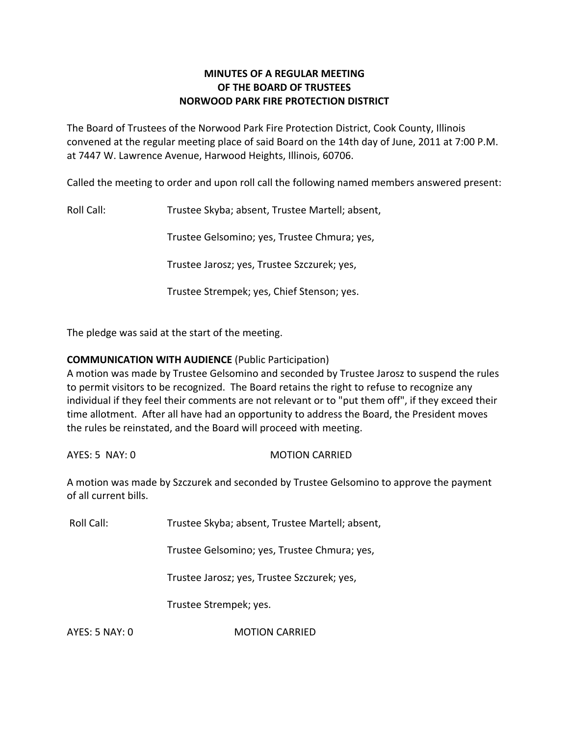**MINUTES OF A REGULAR MEETING**
**OF THE BOARD OF TRUSTEES**
**NORWOOD PARK FIRE PROTECTION DISTRICT**

The Board of Trustees of the Norwood Park Fire Protection District, Cook County, Illinois convened at the regular meeting place of said Board on the 14th day of June, 2011 at 7:00 P.M. at 7447 W. Lawrence Avenue, Harwood Heights, Illinois, 60706.

Called the meeting to order and upon roll call the following named members answered present:

Roll Call: Trustee Skyba; absent, Trustee Martell; absent,

Trustee Gelsomino; yes, Trustee Chmura; yes,

Trustee Jarosz; yes, Trustee Szczurek; yes,

Trustee Strempek; yes, Chief Stenson; yes.

The pledge was said at the start of the meeting.

**COMMUNICATION WITH AUDIENCE** (Public Participation)
A motion was made by Trustee Gelsomino and seconded by Trustee Jarosz to suspend the rules to permit visitors to be recognized. The Board retains the right to refuse to recognize any individual if they feel their comments are not relevant or to "put them off", if they exceed their time allotment. After all have had an opportunity to address the Board, the President moves the rules be reinstated, and the Board will proceed with meeting.

AYES: 5 NAY: 0 MOTION CARRIED

A motion was made by Szczurek and seconded by Trustee Gelsomino to approve the payment of all current bills.

Roll Call: Trustee Skyba; absent, Trustee Martell; absent,

Trustee Gelsomino; yes, Trustee Chmura; yes,

Trustee Jarosz; yes, Trustee Szczurek; yes,

Trustee Strempek; yes.

AYES: 5 NAY: 0 MOTION CARRIED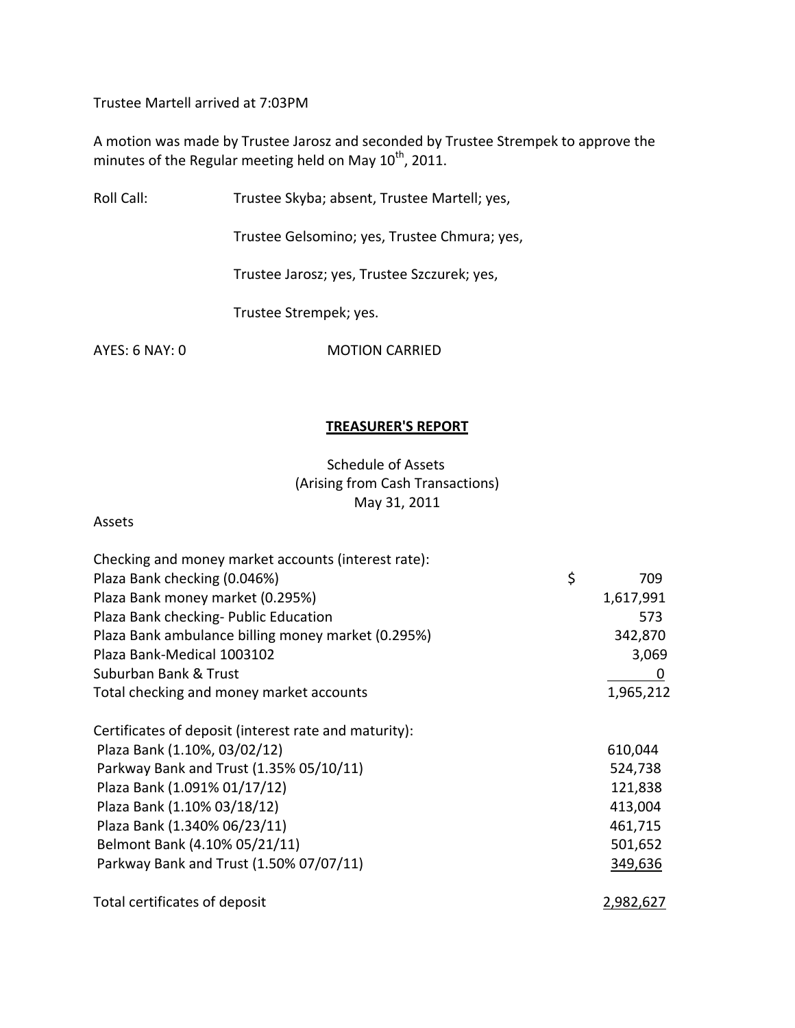Trustee Martell arrived at 7:03PM

A motion was made by Trustee Jarosz and seconded by Trustee Strempek to approve the minutes of the Regular meeting held on May 10th, 2011.

Roll Call: Trustee Skyba; absent, Trustee Martell; yes,

Trustee Gelsomino; yes, Trustee Chmura; yes,

Trustee Jarosz; yes, Trustee Szczurek; yes,

Trustee Strempek; yes.

AYES: 6 NAY: 0 MOTION CARRIED

## TREASURER'S REPORT

Schedule of Assets
(Arising from Cash Transactions)
May 31, 2011

Assets

| | |
|---|---|
| Checking and money market accounts (interest rate): | |
| Plaza Bank checking (0.046%) | $ 709 |
| Plaza Bank money market (0.295%) | 1,617,991 |
| Plaza Bank checking- Public Education | 573 |
| Plaza Bank ambulance billing money market (0.295%) | 342,870 |
| Plaza Bank-Medical 1003102 | 3,069 |
| Suburban Bank & Trust | 0 |
| Total checking and money market accounts | 1,965,212 |
| | |
| Certificates of deposit (interest rate and maturity): | |
| Plaza Bank (1.10%, 03/02/12) | 610,044 |
| Parkway Bank and Trust (1.35% 05/10/11) | 524,738 |
| Plaza Bank (1.091% 01/17/12) | 121,838 |
| Plaza Bank (1.10% 03/18/12) | 413,004 |
| Plaza Bank (1.340% 06/23/11) | 461,715 |
| Belmont Bank (4.10% 05/21/11) | 501,652 |
| Parkway Bank and Trust (1.50% 07/07/11) | 349,636 |
| | |
| Total certificates of deposit | 2,982,627 |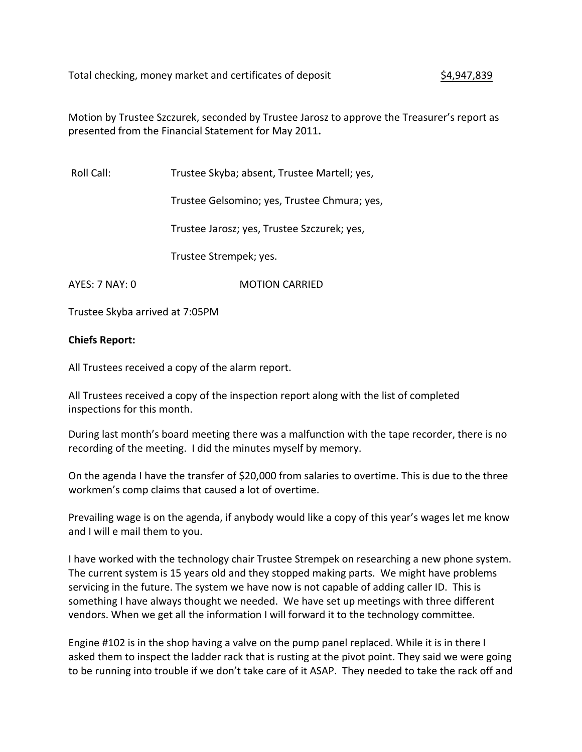Total checking, money market and certificates of deposit $4,947,839

Motion by Trustee Szczurek, seconded by Trustee Jarosz to approve the Treasurer's report as presented from the Financial Statement for May 2011**.**

Roll Call: Trustee Skyba; absent, Trustee Martell; yes,

Trustee Gelsomino; yes, Trustee Chmura; yes,

Trustee Jarosz; yes, Trustee Szczurek; yes,

Trustee Strempek; yes.

AYES: 7 NAY: 0 MOTION CARRIED

Trustee Skyba arrived at 7:05PM

**Chiefs Report:**

All Trustees received a copy of the alarm report.

All Trustees received a copy of the inspection report along with the list of completed inspections for this month.

During last month's board meeting there was a malfunction with the tape recorder, there is no recording of the meeting. I did the minutes myself by memory.

On the agenda I have the transfer of $20,000 from salaries to overtime. This is due to the three workmen's comp claims that caused a lot of overtime.

Prevailing wage is on the agenda, if anybody would like a copy of this year's wages let me know and I will e mail them to you.

I have worked with the technology chair Trustee Strempek on researching a new phone system. The current system is 15 years old and they stopped making parts. We might have problems servicing in the future. The system we have now is not capable of adding caller ID. This is something I have always thought we needed. We have set up meetings with three different vendors. When we get all the information I will forward it to the technology committee.

Engine #102 is in the shop having a valve on the pump panel replaced. While it is in there I asked them to inspect the ladder rack that is rusting at the pivot point. They said we were going to be running into trouble if we don't take care of it ASAP. They needed to take the rack off and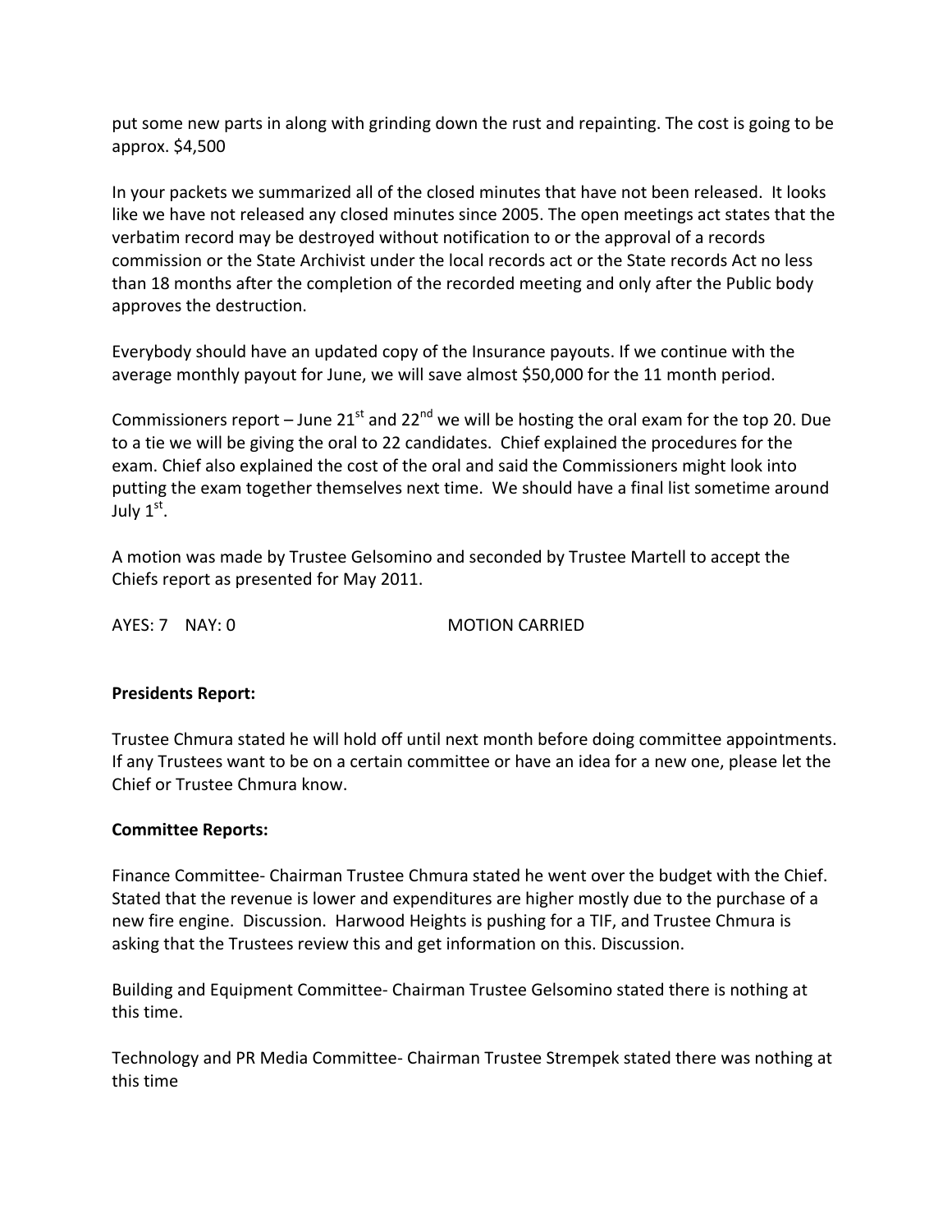put some new parts in along with grinding down the rust and repainting. The cost is going to be approx. $4,500

In your packets we summarized all of the closed minutes that have not been released. It looks like we have not released any closed minutes since 2005. The open meetings act states that the verbatim record may be destroyed without notification to or the approval of a records commission or the State Archivist under the local records act or the State records Act no less than 18 months after the completion of the recorded meeting and only after the Public body approves the destruction.

Everybody should have an updated copy of the Insurance payouts. If we continue with the average monthly payout for June, we will save almost $50,000 for the 11 month period.

Commissioners report – June 21st and 22nd we will be hosting the oral exam for the top 20. Due to a tie we will be giving the oral to 22 candidates. Chief explained the procedures for the exam. Chief also explained the cost of the oral and said the Commissioners might look into putting the exam together themselves next time. We should have a final list sometime around July 1st.

A motion was made by Trustee Gelsomino and seconded by Trustee Martell to accept the Chiefs report as presented for May 2011.

AYES: 7 NAY: 0 MOTION CARRIED

**Presidents Report:**

Trustee Chmura stated he will hold off until next month before doing committee appointments. If any Trustees want to be on a certain committee or have an idea for a new one, please let the Chief or Trustee Chmura know.

**Committee Reports:**

Finance Committee- Chairman Trustee Chmura stated he went over the budget with the Chief. Stated that the revenue is lower and expenditures are higher mostly due to the purchase of a new fire engine. Discussion. Harwood Heights is pushing for a TIF, and Trustee Chmura is asking that the Trustees review this and get information on this. Discussion.

Building and Equipment Committee- Chairman Trustee Gelsomino stated there is nothing at this time.

Technology and PR Media Committee- Chairman Trustee Strempek stated there was nothing at this time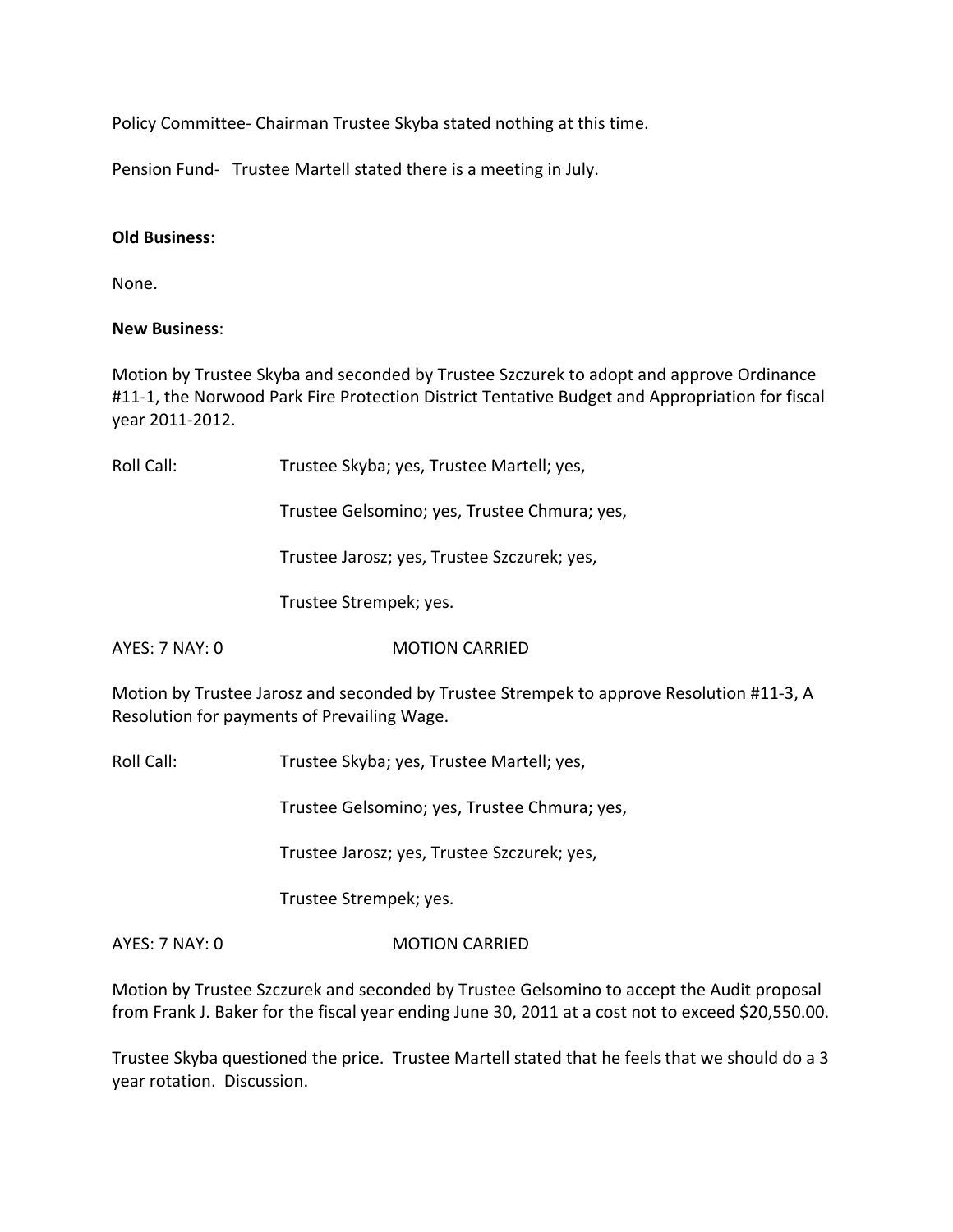Policy Committee- Chairman Trustee Skyba stated nothing at this time.

Pension Fund- Trustee Martell stated there is a meeting in July.

**Old Business:**

None.

**New Business**:

Motion by Trustee Skyba and seconded by Trustee Szczurek to adopt and approve Ordinance #11-1, the Norwood Park Fire Protection District Tentative Budget and Appropriation for fiscal year 2011-2012.

Roll Call: Trustee Skyba; yes, Trustee Martell; yes,

Trustee Gelsomino; yes, Trustee Chmura; yes,

Trustee Jarosz; yes, Trustee Szczurek; yes,

Trustee Strempek; yes.

AYES: 7 NAY: 0 MOTION CARRIED

Motion by Trustee Jarosz and seconded by Trustee Strempek to approve Resolution #11-3, A Resolution for payments of Prevailing Wage.

Roll Call: Trustee Skyba; yes, Trustee Martell; yes,

Trustee Gelsomino; yes, Trustee Chmura; yes,

Trustee Jarosz; yes, Trustee Szczurek; yes,

Trustee Strempek; yes.

AYES: 7 NAY: 0 MOTION CARRIED

Motion by Trustee Szczurek and seconded by Trustee Gelsomino to accept the Audit proposal from Frank J. Baker for the fiscal year ending June 30, 2011 at a cost not to exceed $20,550.00.

Trustee Skyba questioned the price. Trustee Martell stated that he feels that we should do a 3 year rotation. Discussion.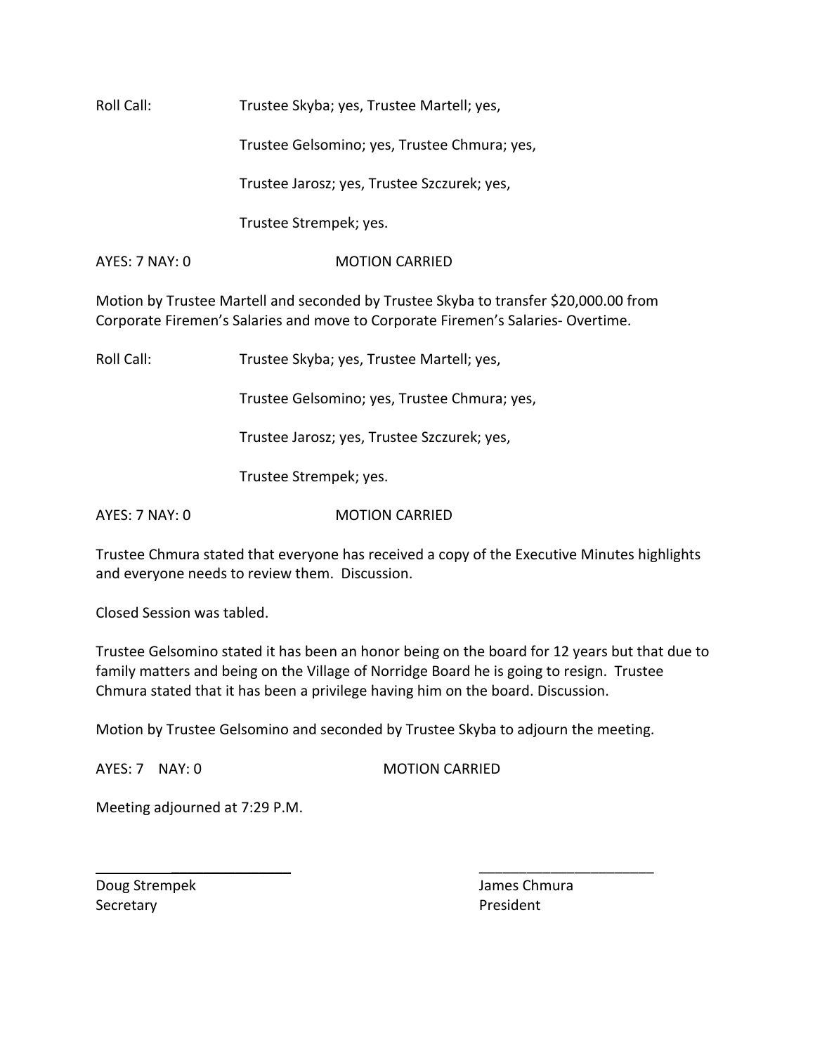Roll Call: Trustee Skyba; yes, Trustee Martell; yes,

Trustee Gelsomino; yes, Trustee Chmura; yes,

Trustee Jarosz; yes, Trustee Szczurek; yes,

Trustee Strempek; yes.

AYES: 7 NAY: 0 MOTION CARRIED

Motion by Trustee Martell and seconded by Trustee Skyba to transfer $20,000.00 from Corporate Firemen's Salaries and move to Corporate Firemen's Salaries- Overtime.

Roll Call: Trustee Skyba; yes, Trustee Martell; yes,

Trustee Gelsomino; yes, Trustee Chmura; yes,

Trustee Jarosz; yes, Trustee Szczurek; yes,

Trustee Strempek; yes.

AYES: 7 NAY: 0 MOTION CARRIED

Trustee Chmura stated that everyone has received a copy of the Executive Minutes highlights and everyone needs to review them. Discussion.

Closed Session was tabled.

Trustee Gelsomino stated it has been an honor being on the board for 12 years but that due to family matters and being on the Village of Norridge Board he is going to resign. Trustee Chmura stated that it has been a privilege having him on the board. Discussion.

Motion by Trustee Gelsomino and seconded by Trustee Skyba to adjourn the meeting.

AYES: 7 NAY: 0 MOTION CARRIED

Meeting adjourned at 7:29 P.M.

Doug Strempek
Secretary

James Chmura
President